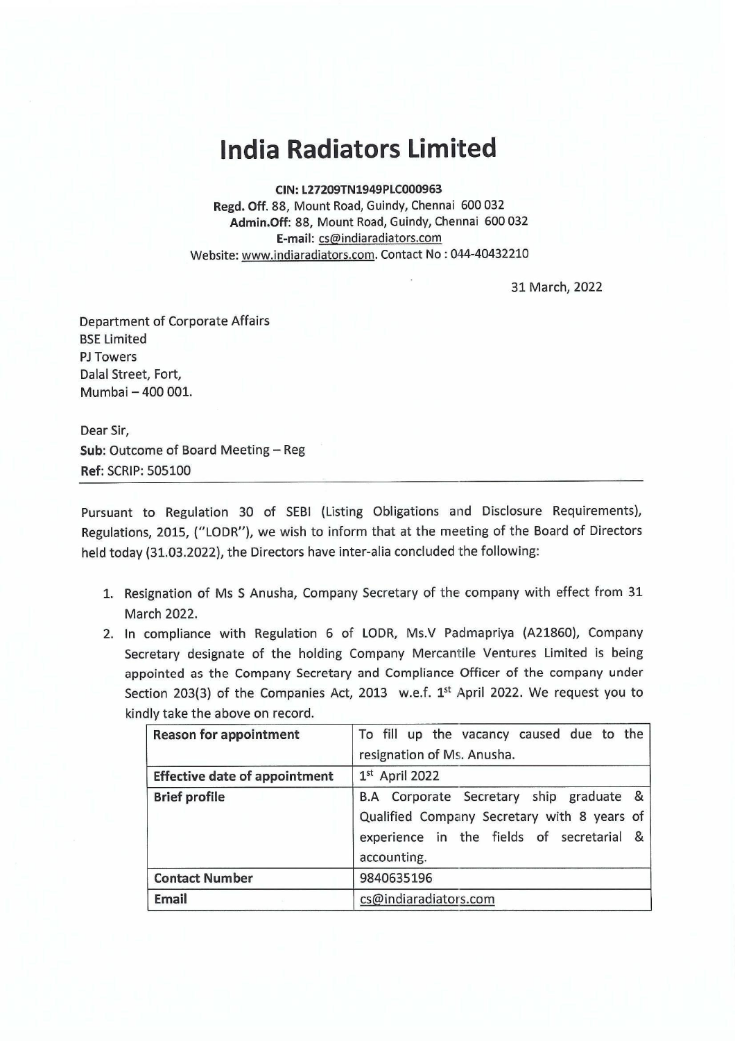# India Radiators Limited

**CIN: L27209TN1949PLC000963**
**Regd. Off.** 88, Mount Road, Guindy, Chennai 600 032
**Admin.Off:** 88, Mount Road, Guindy, Chennai 600 032
**E-mail:** cs@indiaradiators.com
Website: www.indiaradiators.com. Contact No : 044-40432210

31 March, 2022

Department of Corporate Affairs
BSE Limited
PJ Towers
Dalal Street, Fort,
Mumbai – 400 001.

Dear Sir,
**Sub:** Outcome of Board Meeting – Reg
**Ref:** SCRIP: 505100

---

Pursuant to Regulation 30 of SEBI (Listing Obligations and Disclosure Requirements), Regulations, 2015, ("LODR"), we wish to inform that at the meeting of the Board of Directors held today (31.03.2022), the Directors have inter-alia concluded the following:

1. Resignation of Ms S Anusha, Company Secretary of the company with effect from 31 March 2022.
2. In compliance with Regulation 6 of LODR, Ms.V Padmapriya (A21860), Company Secretary designate of the holding Company Mercantile Ventures Limited is being appointed as the Company Secretary and Compliance Officer of the company under Section 203(3) of the Companies Act, 2013 w.e.f. 1st April 2022. We request you to kindly take the above on record.

| **Reason for appointment** | To fill up the vacancy caused due to the resignation of Ms. Anusha. |
|---|---|
| **Effective date of appointment** | 1st April 2022 |
| **Brief profile** | B.A Corporate Secretary ship graduate & Qualified Company Secretary with 8 years of experience in the fields of secretarial & accounting. |
| **Contact Number** | 9840635196 |
| **Email** | cs@indiaradiators.com |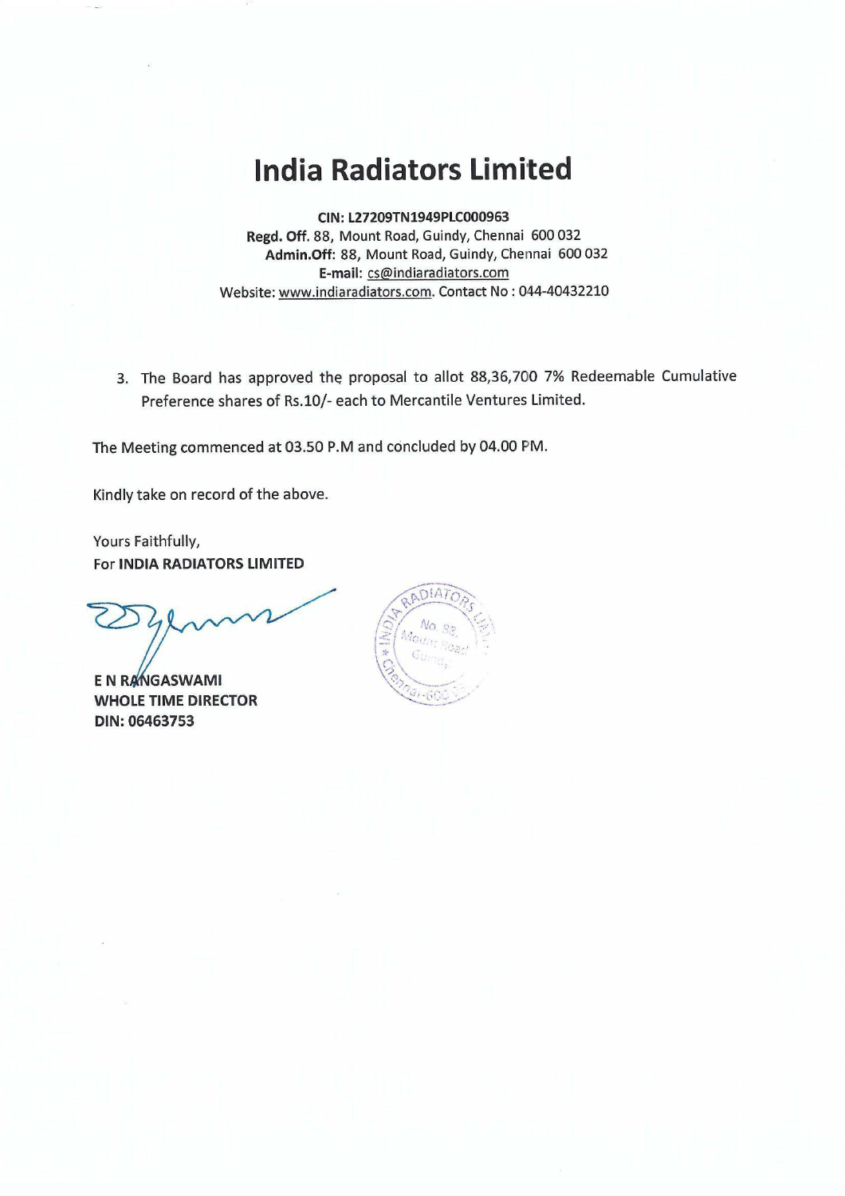# India Radiators Limited

**CIN: L27209TN1949PLC000963**
**Regd. Off.** 88, Mount Road, Guindy, Chennai 600 032
**Admin.Off:** 88, Mount Road, Guindy, Chennai 600 032
**E-mail:** cs@indiaradiators.com
Website: www.indiaradiators.com. Contact No : 044-40432210

3. The Board has approved the proposal to allot 88,36,700 7% Redeemable Cumulative Preference shares of Rs.10/- each to Mercantile Ventures Limited.

The Meeting commenced at 03.50 P.M and concluded by 04.00 PM.

Kindly take on record of the above.

Yours Faithfully,
For **INDIA RADIATORS LIMITED**

**E N RANGASWAMI**
**WHOLE TIME DIRECTOR**
**DIN: 06463753**